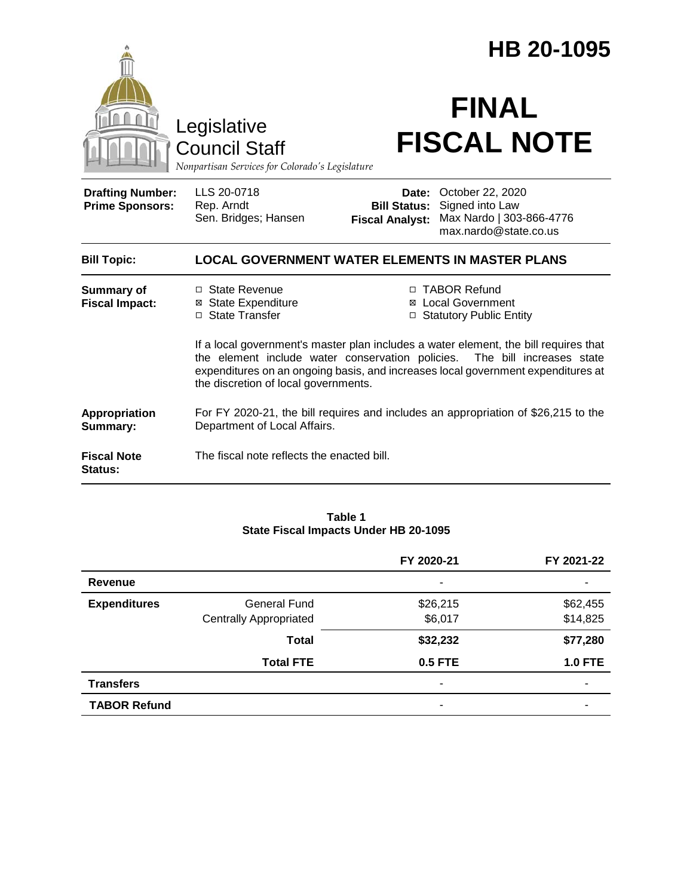# HB 20-1095

Legislative Council Staff

*Nonpartisan Services for Colorado's Legislature*

# FINAL FISCAL NOTE

| | | | |
|---|---|---|---|
| **Drafting Number:** | LLS 20-0718 | **Date:** | October 22, 2020 |
| **Prime Sponsors:** | Rep. Arndt<br>Sen. Bridges; Hansen | **Bill Status:** | Signed into Law |
| | | **Fiscal Analyst:** | Max Nardo \| 303-866-4776<br>max.nardo@state.co.us |

**Bill Topic:** **LOCAL GOVERNMENT WATER ELEMENTS IN MASTER PLANS**

**Summary of Fiscal Impact:**

- ☐ State Revenue
- ☒ State Expenditure
- ☐ State Transfer
- ☐ TABOR Refund
- ☒ Local Government
- ☐ Statutory Public Entity

If a local government's master plan includes a water element, the bill requires that the element include water conservation policies. The bill increases state expenditures on an ongoing basis, and increases local government expenditures at the discretion of local governments.

**Appropriation Summary:** For FY 2020-21, the bill requires and includes an appropriation of $26,215 to the Department of Local Affairs.

**Fiscal Note Status:** The fiscal note reflects the enacted bill.

**Table 1**
**State Fiscal Impacts Under HB 20-1095**

| | | FY 2020-21 | FY 2021-22 |
|---|---|---|---|
| **Revenue** | | - | - |
| **Expenditures** | General Fund | $26,215 | $62,455 |
| | Centrally Appropriated | $6,017 | $14,825 |
| | **Total** | **$32,232** | **$77,280** |
| | **Total FTE** | **0.5 FTE** | **1.0 FTE** |
| **Transfers** | | - | - |
| **TABOR Refund** | | - | - |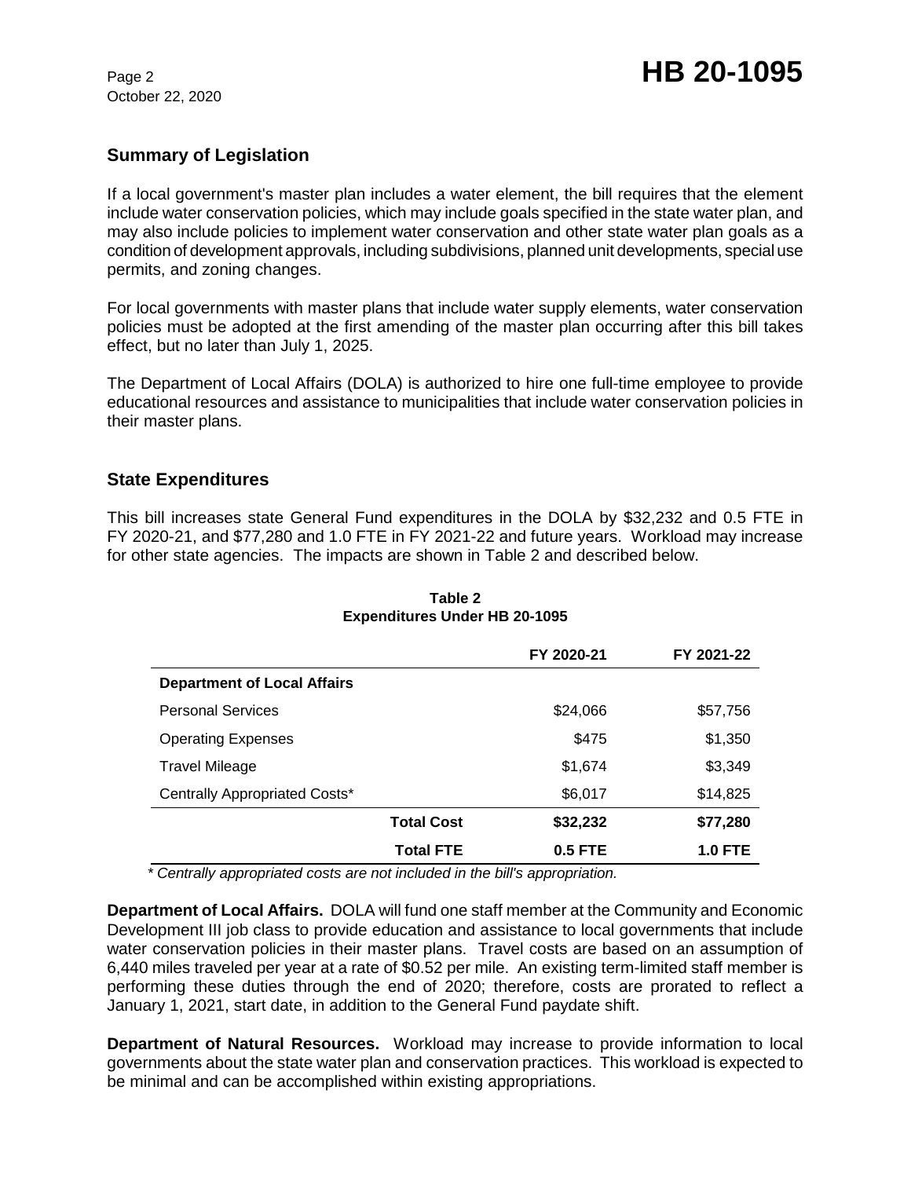## Summary of Legislation

If a local government's master plan includes a water element, the bill requires that the element include water conservation policies, which may include goals specified in the state water plan, and may also include policies to implement water conservation and other state water plan goals as a condition of development approvals, including subdivisions, planned unit developments, special use permits, and zoning changes.

For local governments with master plans that include water supply elements, water conservation policies must be adopted at the first amending of the master plan occurring after this bill takes effect, but no later than July 1, 2025.

The Department of Local Affairs (DOLA) is authorized to hire one full-time employee to provide educational resources and assistance to municipalities that include water conservation policies in their master plans.

## State Expenditures

This bill increases state General Fund expenditures in the DOLA by $32,232 and 0.5 FTE in FY 2020-21, and $77,280 and 1.0 FTE in FY 2021-22 and future years. Workload may increase for other state agencies. The impacts are shown in Table 2 and described below.

**Table 2**
**Expenditures Under HB 20-1095**

| | FY 2020-21 | FY 2021-22 |
|---|---|---|
| **Department of Local Affairs** | | |
| Personal Services | $24,066 | $57,756 |
| Operating Expenses | $475 | $1,350 |
| Travel Mileage | $1,674 | $3,349 |
| Centrally Appropriated Costs* | $6,017 | $14,825 |
| **Total Cost** | **$32,232** | **$77,280** |
| **Total FTE** | **0.5 FTE** | **1.0 FTE** |

*\* Centrally appropriated costs are not included in the bill's appropriation.*

**Department of Local Affairs.** DOLA will fund one staff member at the Community and Economic Development III job class to provide education and assistance to local governments that include water conservation policies in their master plans. Travel costs are based on an assumption of 6,440 miles traveled per year at a rate of $0.52 per mile. An existing term-limited staff member is performing these duties through the end of 2020; therefore, costs are prorated to reflect a January 1, 2021, start date, in addition to the General Fund paydate shift.

**Department of Natural Resources.** Workload may increase to provide information to local governments about the state water plan and conservation practices. This workload is expected to be minimal and can be accomplished within existing appropriations.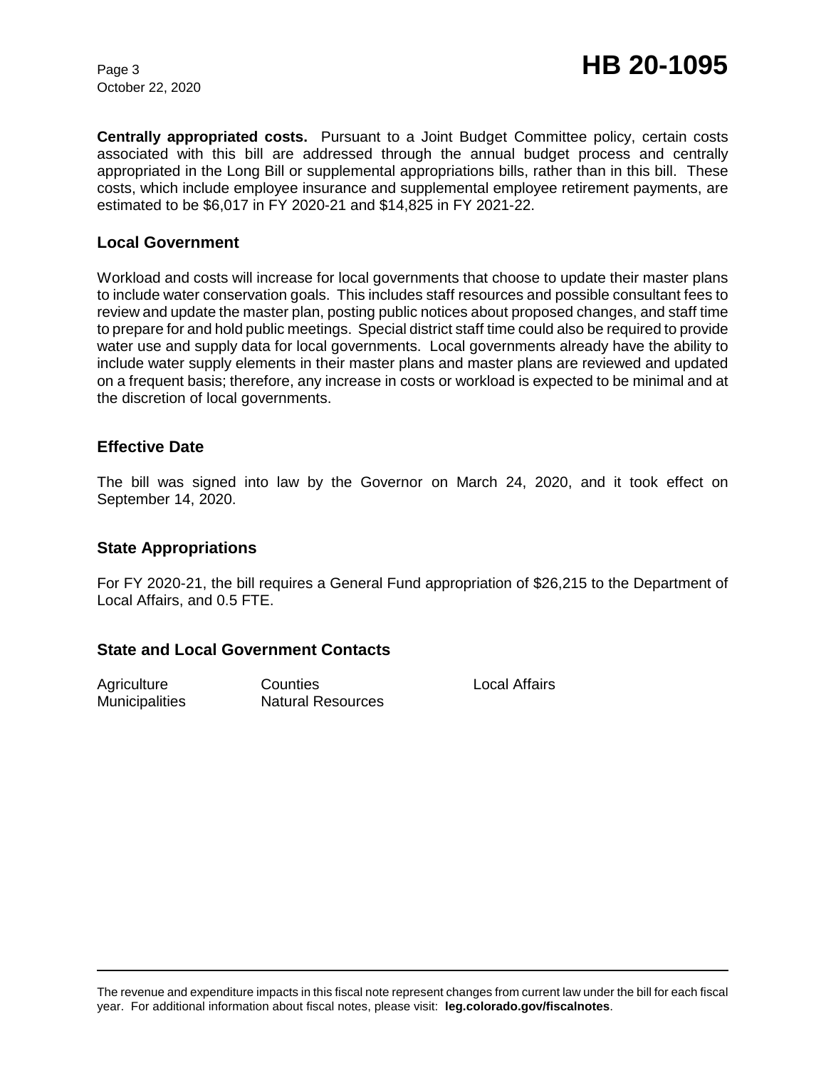**Centrally appropriated costs.** Pursuant to a Joint Budget Committee policy, certain costs associated with this bill are addressed through the annual budget process and centrally appropriated in the Long Bill or supplemental appropriations bills, rather than in this bill. These costs, which include employee insurance and supplemental employee retirement payments, are estimated to be $6,017 in FY 2020-21 and $14,825 in FY 2021-22.

## Local Government

Workload and costs will increase for local governments that choose to update their master plans to include water conservation goals. This includes staff resources and possible consultant fees to review and update the master plan, posting public notices about proposed changes, and staff time to prepare for and hold public meetings. Special district staff time could also be required to provide water use and supply data for local governments. Local governments already have the ability to include water supply elements in their master plans and master plans are reviewed and updated on a frequent basis; therefore, any increase in costs or workload is expected to be minimal and at the discretion of local governments.

## Effective Date

The bill was signed into law by the Governor on March 24, 2020, and it took effect on September 14, 2020.

## State Appropriations

For FY 2020-21, the bill requires a General Fund appropriation of $26,215 to the Department of Local Affairs, and 0.5 FTE.

## State and Local Government Contacts

| | | |
|---|---|---|
| Agriculture | Counties | Local Affairs |
| Municipalities | Natural Resources | |

The revenue and expenditure impacts in this fiscal note represent changes from current law under the bill for each fiscal year. For additional information about fiscal notes, please visit: **leg.colorado.gov/fiscalnotes**.